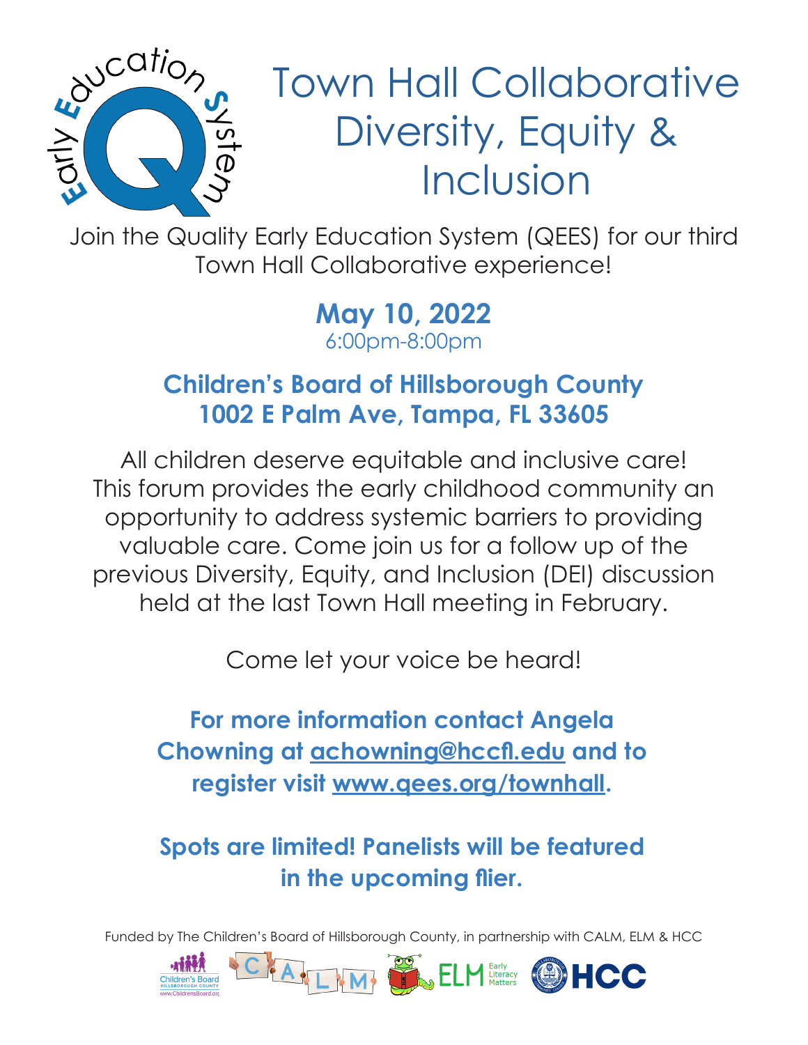# Town Hall Collaborative Diversity, Equity & Inclusion

Join the Quality Early Education System (QEES) for our third Town Hall Collaborative experience!

**May 10, 2022**

6:00pm-8:00pm

**Children's Board of Hillsborough County**
**1002 E Palm Ave, Tampa, FL 33605**

All children deserve equitable and inclusive care! This forum provides the early childhood community an opportunity to address systemic barriers to providing valuable care. Come join us for a follow up of the previous Diversity, Equity, and Inclusion (DEI) discussion held at the last Town Hall meeting in February.

Come let your voice be heard!

**For more information contact Angela Chowning at achowning@hccfl.edu and to register visit www.qees.org/townhall.**

**Spots are limited! Panelists will be featured in the upcoming flier.**

Funded by The Children's Board of Hillsborough County, in partnership with CALM, ELM & HCC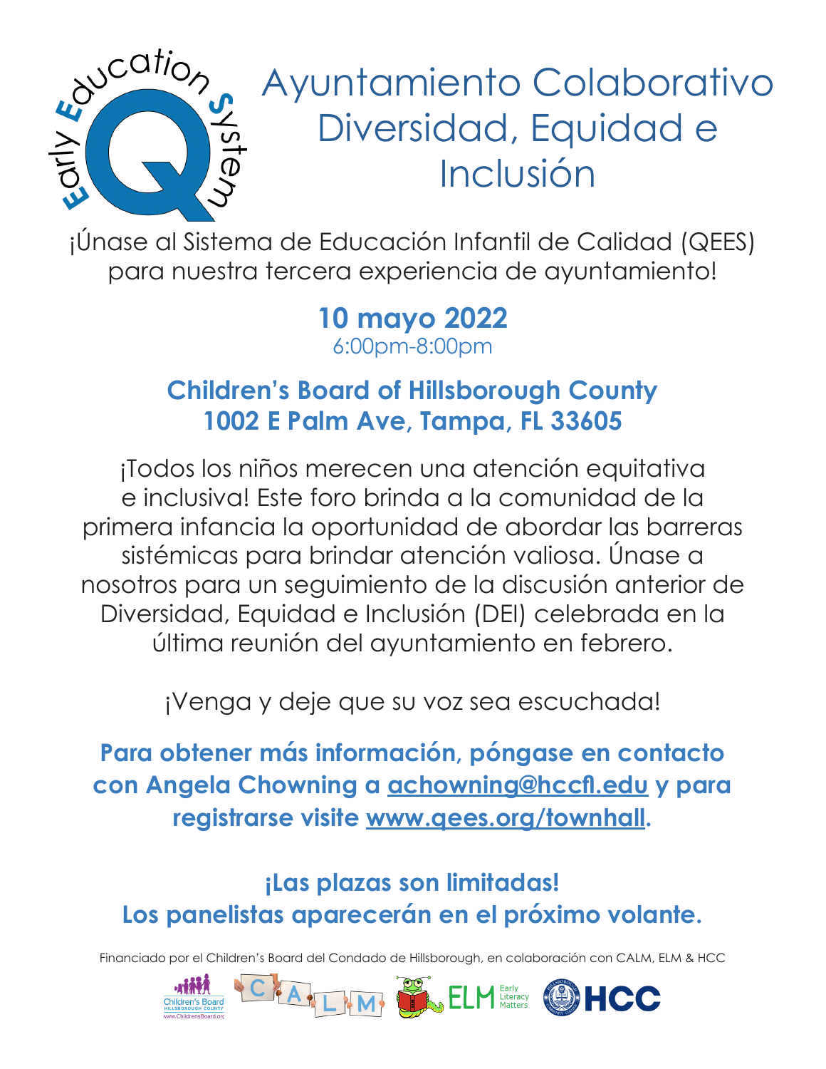# Ayuntamiento Colaborativo Diversidad, Equidad e Inclusión

¡Únase al Sistema de Educación Infantil de Calidad (QEES) para nuestra tercera experiencia de ayuntamiento!

**10 mayo 2022**
6:00pm-8:00pm

**Children's Board of Hillsborough County**
**1002 E Palm Ave, Tampa, FL 33605**

¡Todos los niños merecen una atención equitativa e inclusiva! Este foro brinda a la comunidad de la primera infancia la oportunidad de abordar las barreras sistémicas para brindar atención valiosa. Únase a nosotros para un seguimiento de la discusión anterior de Diversidad, Equidad e Inclusión (DEI) celebrada en la última reunión del ayuntamiento en febrero.

¡Venga y deje que su voz sea escuchada!

**Para obtener más información, póngase en contacto con Angela Chowning a achowning@hccfl.edu y para registrarse visite www.qees.org/townhall.**

**¡Las plazas son limitadas!**
**Los panelistas aparecerán en el próximo volante.**

Financiado por el Children's Board del Condado de Hillsborough, en colaboración con CALM, ELM & HCC